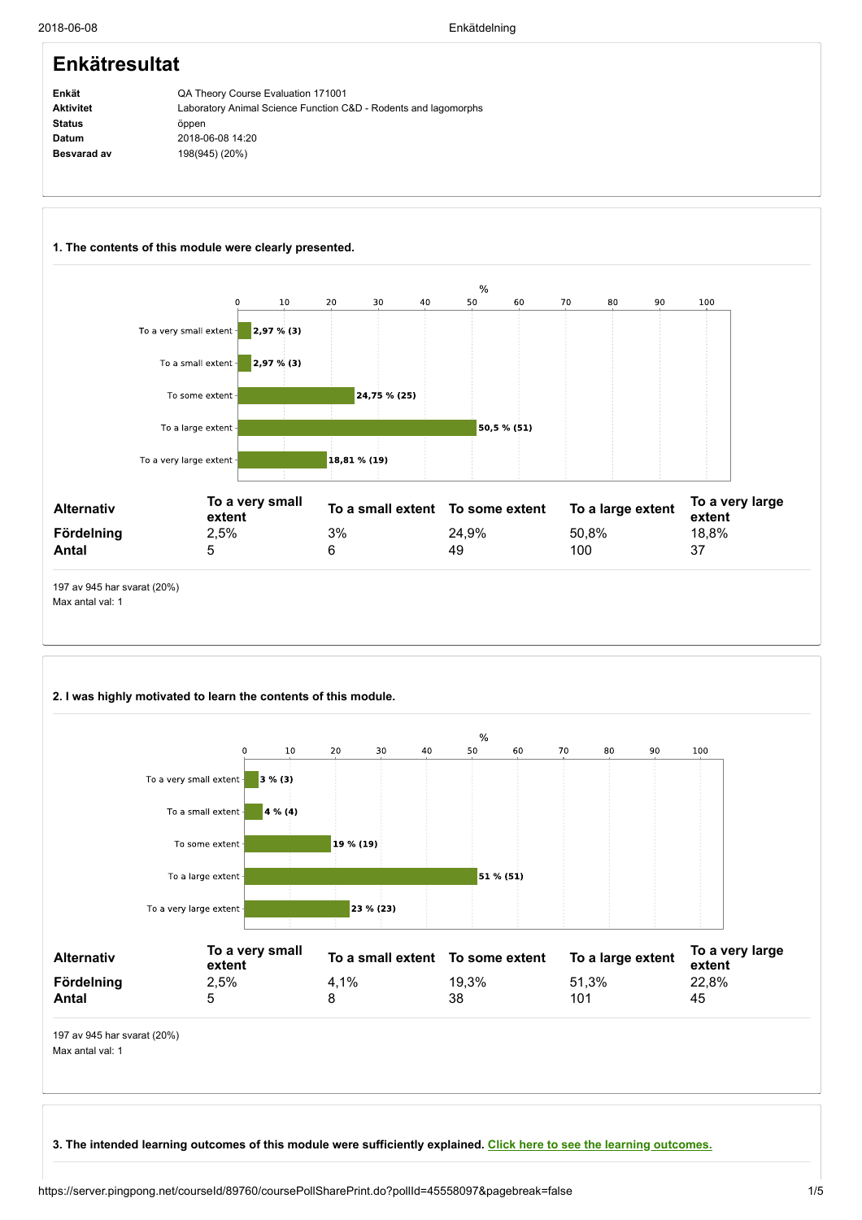# Enkätresultat

| | |
|---|---|
| **Enkät** | QA Theory Course Evaluation 171001 |
| **Aktivitet** | Laboratory Animal Science Function C&D - Rodents and lagomorphs |
| **Status** | öppen |
| **Datum** | 2018-06-08 14:20 |
| **Besvarad av** | 198(945) (20%) |

### 1. The contents of this module were clearly presented.

| Response | % |
|---|---|
| To a very small extent | 2,97 % (3) |
| To a small extent | 2,97 % (3) |
| To some extent | 24,75 % (25) |
| To a large extent | 50,5 % (51) |
| To a very large extent | 18,81 % (19) |

| Alternativ | To a very small extent | To a small extent | To some extent | To a large extent | To a very large extent |
|---|---|---|---|---|---|
| Fördelning | 2,5% | 3% | 24,9% | 50,8% | 18,8% |
| Antal | 5 | 6 | 49 | 100 | 37 |

197 av 945 har svarat (20%)
Max antal val: 1

### 2. I was highly motivated to learn the contents of this module.

| Response | % |
|---|---|
| To a very small extent | 3 % (3) |
| To a small extent | 4 % (4) |
| To some extent | 19 % (19) |
| To a large extent | 51 % (51) |
| To a very large extent | 23 % (23) |

| Alternativ | To a very small extent | To a small extent | To some extent | To a large extent | To a very large extent |
|---|---|---|---|---|---|
| Fördelning | 2,5% | 4,1% | 19,3% | 51,3% | 22,8% |
| Antal | 5 | 8 | 38 | 101 | 45 |

197 av 945 har svarat (20%)
Max antal val: 1

### 3. The intended learning outcomes of this module were sufficiently explained. Click here to see the learning outcomes.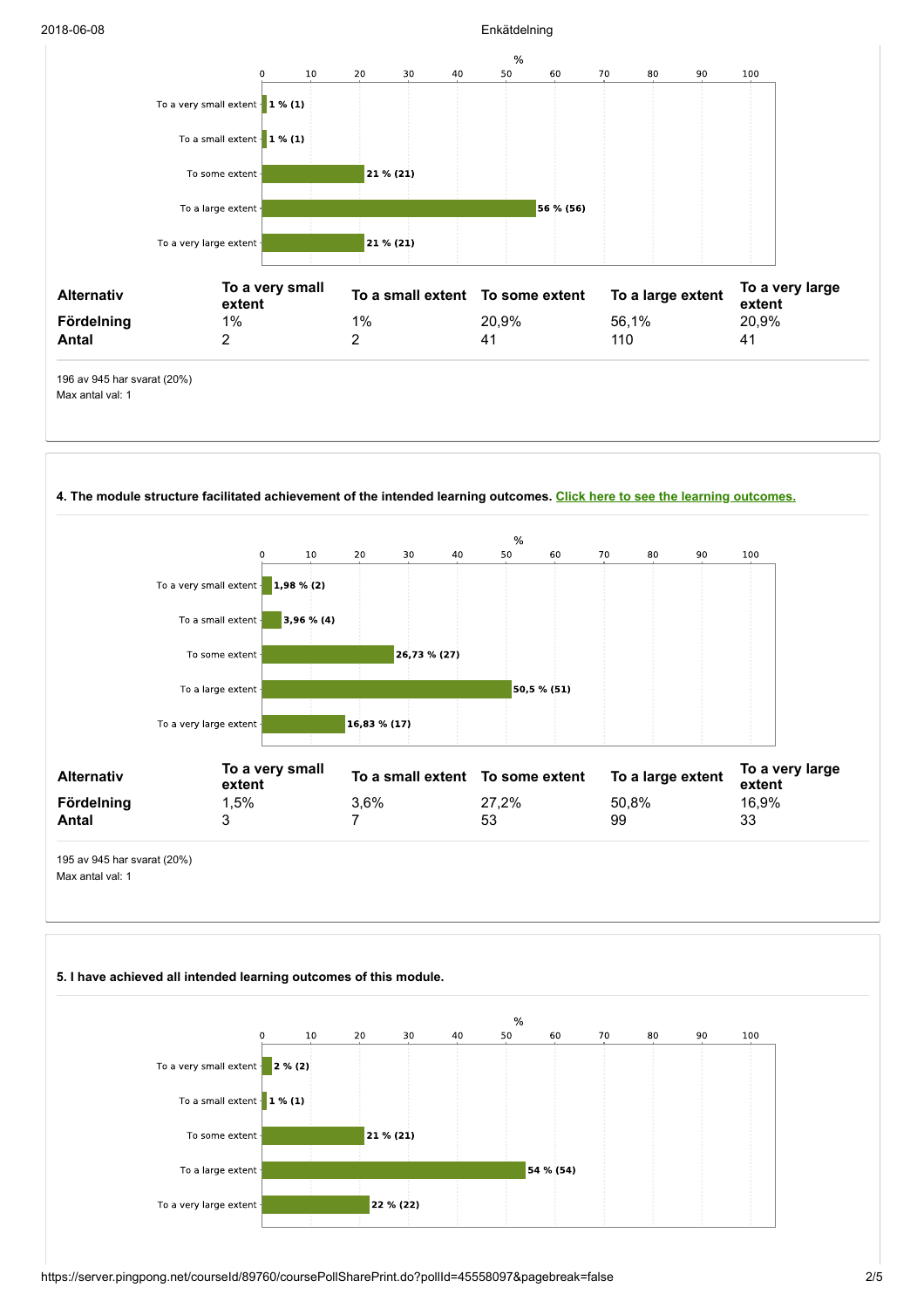| % | |
|---|---|
| To a very small extent | 1 % (1) |
| To a small extent | 1 % (1) |
| To some extent | 21 % (21) |
| To a large extent | 56 % (56) |
| To a very large extent | 21 % (21) |

| Alternativ | To a very small extent | To a small extent | To some extent | To a large extent | To a very large extent |
|---|---|---|---|---|---|
| Fördelning | 1% | 1% | 20,9% | 56,1% | 20,9% |
| Antal | 2 | 2 | 41 | 110 | 41 |

196 av 945 har svarat (20%)
Max antal val: 1

**4. The module structure facilitated achievement of the intended learning outcomes. Click here to see the learning outcomes.**

| % | |
|---|---|
| To a very small extent | 1,98 % (2) |
| To a small extent | 3,96 % (4) |
| To some extent | 26,73 % (27) |
| To a large extent | 50,5 % (51) |
| To a very large extent | 16,83 % (17) |

| Alternativ | To a very small extent | To a small extent | To some extent | To a large extent | To a very large extent |
|---|---|---|---|---|---|
| Fördelning | 1,5% | 3,6% | 27,2% | 50,8% | 16,9% |
| Antal | 3 | 7 | 53 | 99 | 33 |

195 av 945 har svarat (20%)
Max antal val: 1

**5. I have achieved all intended learning outcomes of this module.**

| % | |
|---|---|
| To a very small extent | 2 % (2) |
| To a small extent | 1 % (1) |
| To some extent | 21 % (21) |
| To a large extent | 54 % (54) |
| To a very large extent | 22 % (22) |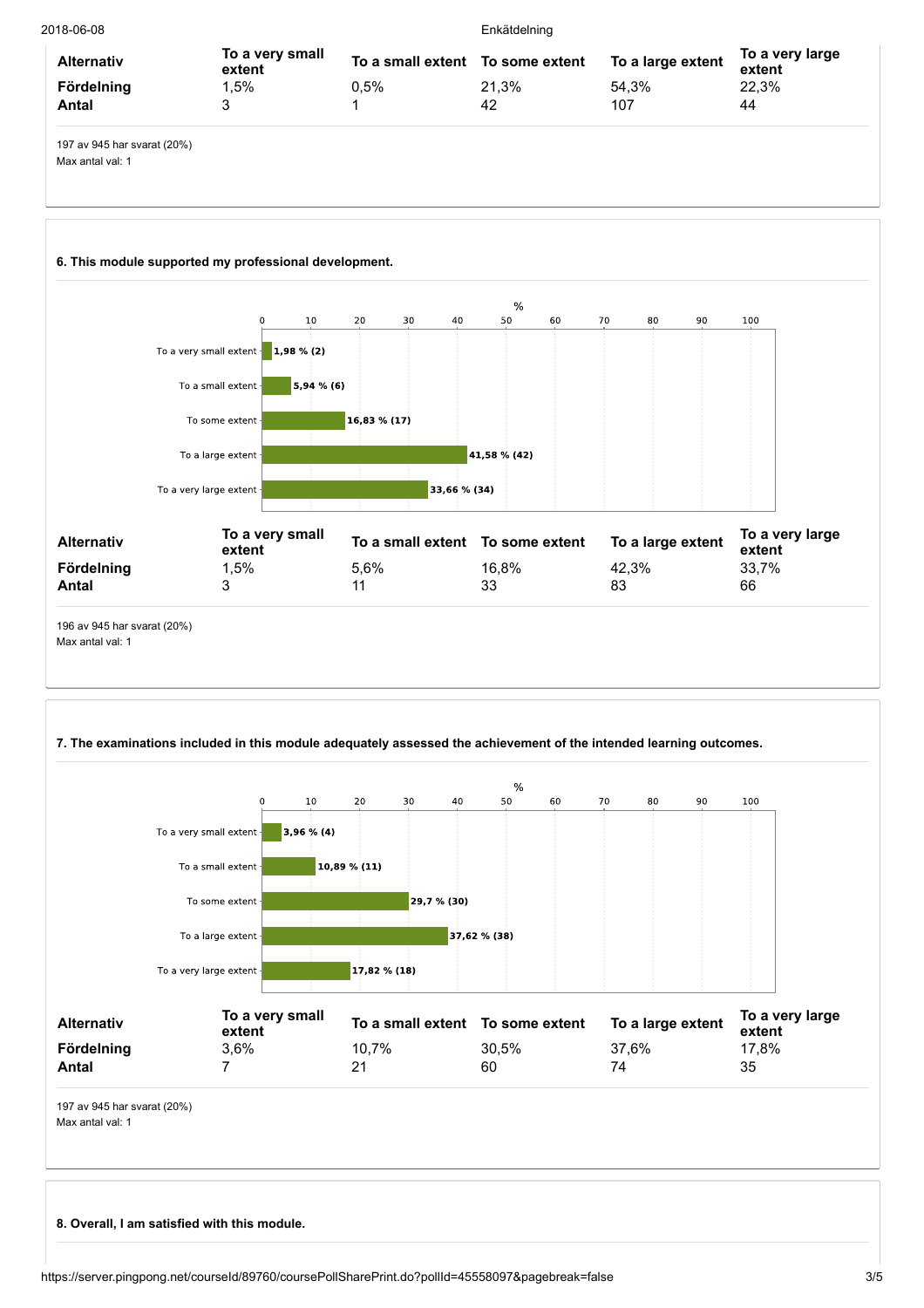| Alternativ | To a very small extent | To a small extent | To some extent | To a large extent | To a very large extent |
|---|---|---|---|---|---|
| Fördelning | 1,5% | 0,5% | 21,3% | 54,3% | 22,3% |
| Antal | 3 | 1 | 42 | 107 | 44 |

197 av 945 har svarat (20%)
Max antal val: 1

**6. This module supported my professional development.**

| Alternativ | % (n) |
|---|---|
| To a very small extent | 1,98 % (2) |
| To a small extent | 5,94 % (6) |
| To some extent | 16,83 % (17) |
| To a large extent | 41,58 % (42) |
| To a very large extent | 33,66 % (34) |

| Alternativ | To a very small extent | To a small extent | To some extent | To a large extent | To a very large extent |
|---|---|---|---|---|---|
| Fördelning | 1,5% | 5,6% | 16,8% | 42,3% | 33,7% |
| Antal | 3 | 11 | 33 | 83 | 66 |

196 av 945 har svarat (20%)
Max antal val: 1

**7. The examinations included in this module adequately assessed the achievement of the intended learning outcomes.**

| Alternativ | % (n) |
|---|---|
| To a very small extent | 3,96 % (4) |
| To a small extent | 10,89 % (11) |
| To some extent | 29,7 % (30) |
| To a large extent | 37,62 % (38) |
| To a very large extent | 17,82 % (18) |

| Alternativ | To a very small extent | To a small extent | To some extent | To a large extent | To a very large extent |
|---|---|---|---|---|---|
| Fördelning | 3,6% | 10,7% | 30,5% | 37,6% | 17,8% |
| Antal | 7 | 21 | 60 | 74 | 35 |

197 av 945 har svarat (20%)
Max antal val: 1

**8. Overall, I am satisfied with this module.**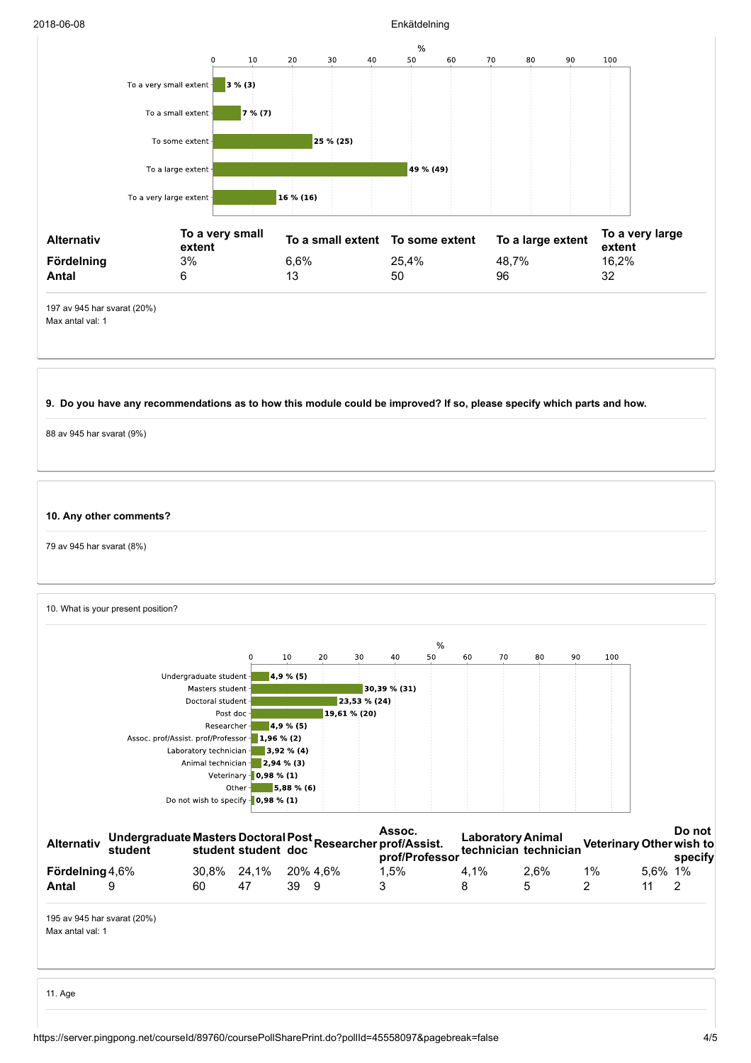| % | |
|---|---|
| To a very small extent | 3 % (3) |
| To a small extent | 7 % (7) |
| To some extent | 25 % (25) |
| To a large extent | 49 % (49) |
| To a very large extent | 16 % (16) |

| Alternativ | To a very small extent | To a small extent | To some extent | To a large extent | To a very large extent |
|---|---|---|---|---|---|
| Fördelning | 3% | 6,6% | 25,4% | 48,7% | 16,2% |
| Antal | 6 | 13 | 50 | 96 | 32 |

197 av 945 har svarat (20%)
Max antal val: 1

**9. Do you have any recommendations as to how this module could be improved? If so, please specify which parts and how.**

88 av 945 har svarat (9%)

**10. Any other comments?**

79 av 945 har svarat (8%)

10. What is your present position?

| % | |
|---|---|
| Undergraduate student | 4,9 % (5) |
| Masters student | 30,39 % (31) |
| Doctoral student | 23,53 % (24) |
| Post doc | 19,61 % (20) |
| Researcher | 4,9 % (5) |
| Assoc. prof/Assist. prof/Professor | 1,96 % (2) |
| Laboratory technician | 3,92 % (4) |
| Animal technician | 2,94 % (3) |
| Veterinary | 0,98 % (1) |
| Other | 5,88 % (6) |
| Do not wish to specify | 0,98 % (1) |

| Alternativ | Undergraduate student | Masters student | Doctoral student | Post doc | Researcher | Assoc. prof/Assist. prof/Professor | Laboratory technician | Animal technician | Veterinary | Other | Do not wish to specify |
|---|---|---|---|---|---|---|---|---|---|---|---|
| Fördelning | 4,6% | 30,8% | 24,1% | 20% | 4,6% | 1,5% | 4,1% | 2,6% | 1% | 5,6% | 1% |
| Antal | 9 | 60 | 47 | 39 | 9 | 3 | 8 | 5 | 2 | 11 | 2 |

195 av 945 har svarat (20%)
Max antal val: 1

11. Age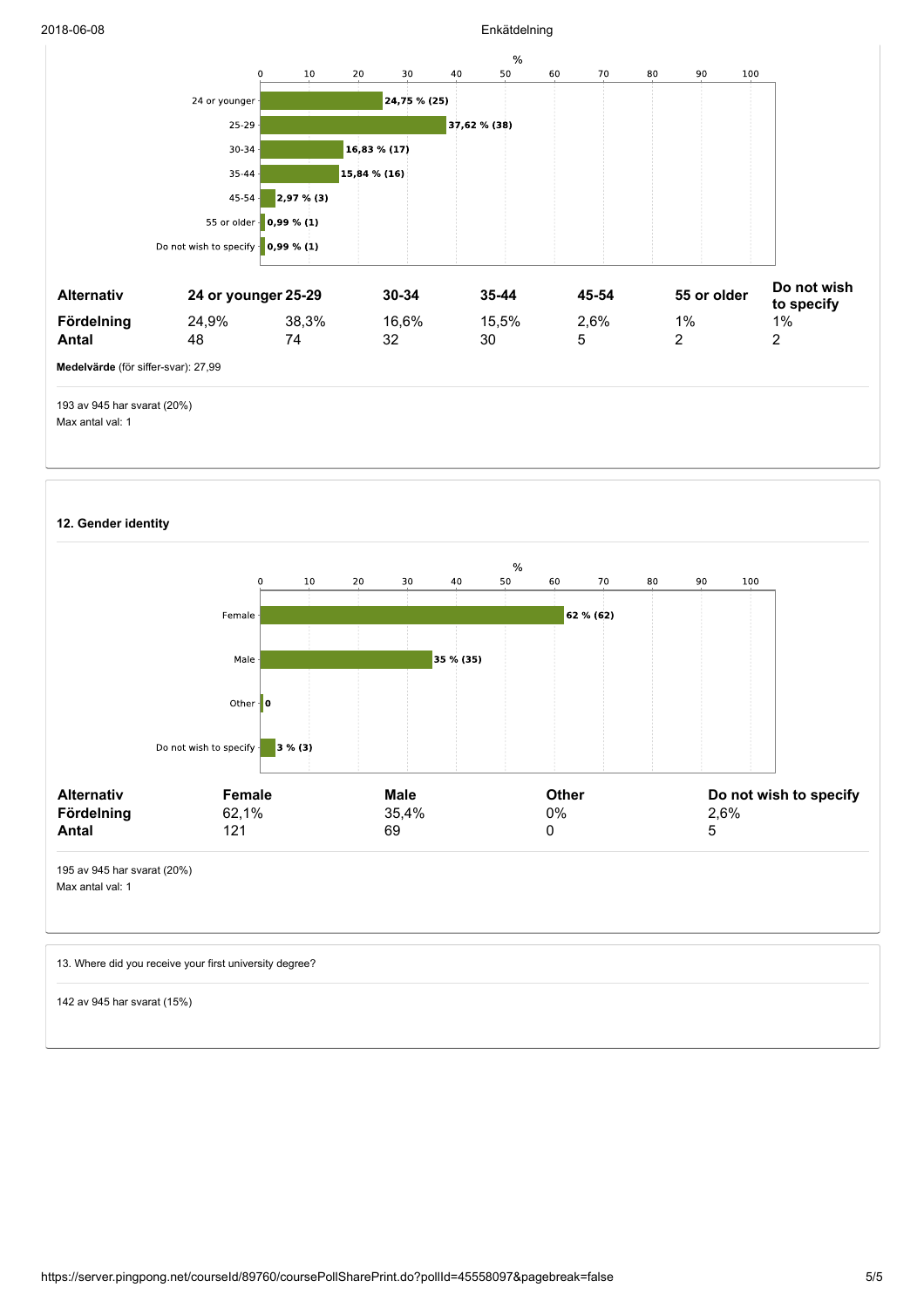%

0 10 20 30 40 50 60 70 80 90 100

24 or younger 24,75 % (25)

25-29 37,62 % (38)

30-34 16,83 % (17)

35-44 15,84 % (16)

45-54 2,97 % (3)

55 or older 0,99 % (1)

Do not wish to specify 0,99 % (1)

| **Alternativ** | **24 or younger** | **25-29** | **30-34** | **35-44** | **45-54** | **55 or older** | **Do not wish to specify** |
|---|---|---|---|---|---|---|---|
| **Fördelning** | 24,9% | 38,3% | 16,6% | 15,5% | 2,6% | 1% | 1% |
| **Antal** | 48 | 74 | 32 | 30 | 5 | 2 | 2 |

**Medelvärde** (för siffer-svar): 27,99

193 av 945 har svarat (20%)
Max antal val: 1

### 12. Gender identity

%

0 10 20 30 40 50 60 70 80 90 100

Female 62 % (62)

Male 35 % (35)

Other 0

Do not wish to specify 3 % (3)

| **Alternativ** | **Female** | **Male** | **Other** | **Do not wish to specify** |
|---|---|---|---|---|
| **Fördelning** | 62,1% | 35,4% | 0% | 2,6% |
| **Antal** | 121 | 69 | 0 | 5 |

195 av 945 har svarat (20%)
Max antal val: 1

13. Where did you receive your first university degree?

142 av 945 har svarat (15%)